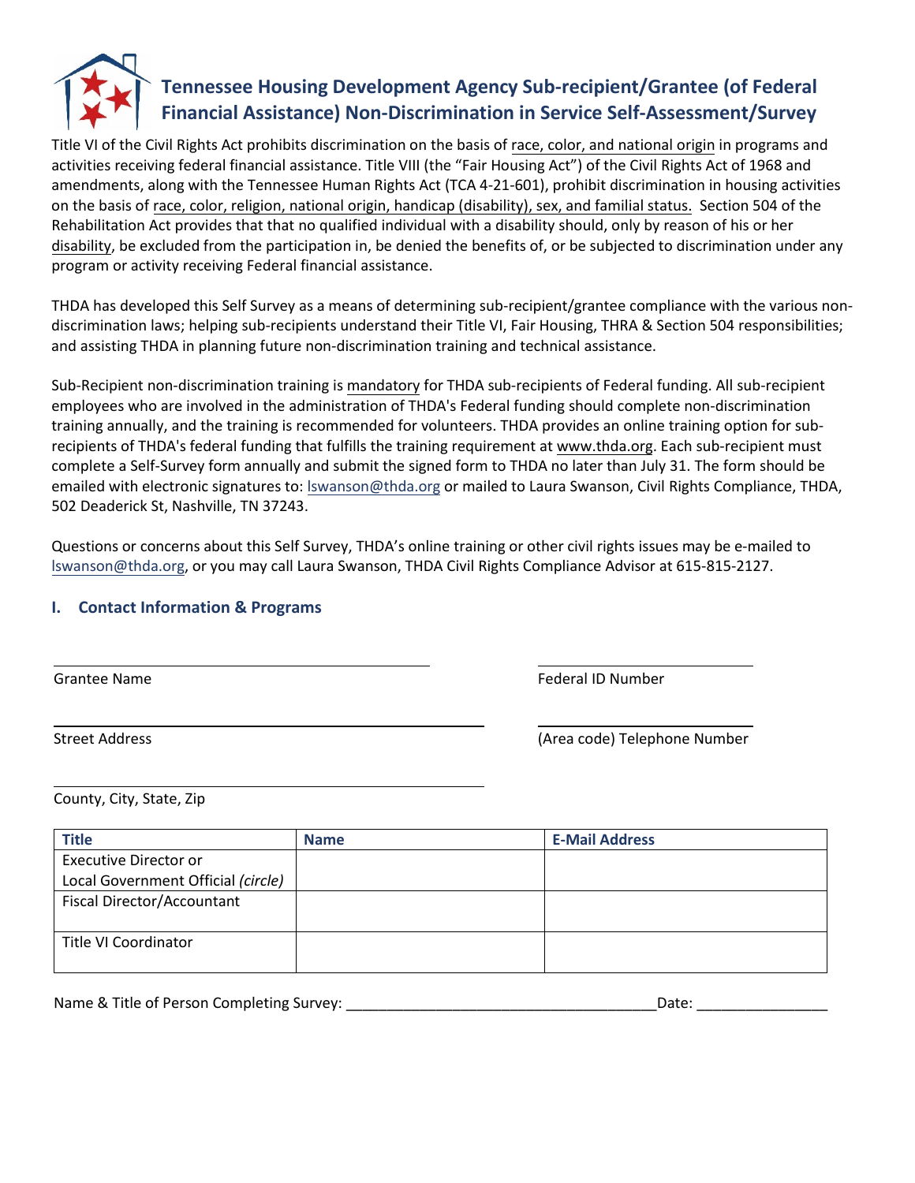# Tennessee Housing Development Agency Sub-recipient/Grantee (of Federal Financial Assistance) Non-Discrimination in Service Self-Assessment/Survey

Title VI of the Civil Rights Act prohibits discrimination on the basis of race, color, and national origin in programs and activities receiving federal financial assistance. Title VIII (the "Fair Housing Act") of the Civil Rights Act of 1968 and amendments, along with the Tennessee Human Rights Act (TCA 4-21-601), prohibit discrimination in housing activities on the basis of race, color, religion, national origin, handicap (disability), sex, and familial status. Section 504 of the Rehabilitation Act provides that that no qualified individual with a disability should, only by reason of his or her disability, be excluded from the participation in, be denied the benefits of, or be subjected to discrimination under any program or activity receiving Federal financial assistance.

THDA has developed this Self Survey as a means of determining sub-recipient/grantee compliance with the various non-discrimination laws; helping sub-recipients understand their Title VI, Fair Housing, THRA & Section 504 responsibilities; and assisting THDA in planning future non-discrimination training and technical assistance.

Sub-Recipient non-discrimination training is mandatory for THDA sub-recipients of Federal funding. All sub-recipient employees who are involved in the administration of THDA's Federal funding should complete non-discrimination training annually, and the training is recommended for volunteers. THDA provides an online training option for sub-recipients of THDA's federal funding that fulfills the training requirement at www.thda.org. Each sub-recipient must complete a Self-Survey form annually and submit the signed form to THDA no later than July 31. The form should be emailed with electronic signatures to: lswanson@thda.org or mailed to Laura Swanson, Civil Rights Compliance, THDA, 502 Deaderick St, Nashville, TN 37243.

Questions or concerns about this Self Survey, THDA's online training or other civil rights issues may be e-mailed to lswanson@thda.org, or you may call Laura Swanson, THDA Civil Rights Compliance Advisor at 615-815-2127.

## I. Contact Information & Programs

Grantee Name ______________________ Federal ID Number ______________________

Street Address ______________________ (Area code) Telephone Number ______________________

County, City, State, Zip ______________________

| Title | Name | E-Mail Address |
|---|---|---|
| Executive Director or Local Government Official *(circle)* | | |
| Fiscal Director/Accountant | | |
| Title VI Coordinator | | |

Name & Title of Person Completing Survey: ______________________________________Date: ________________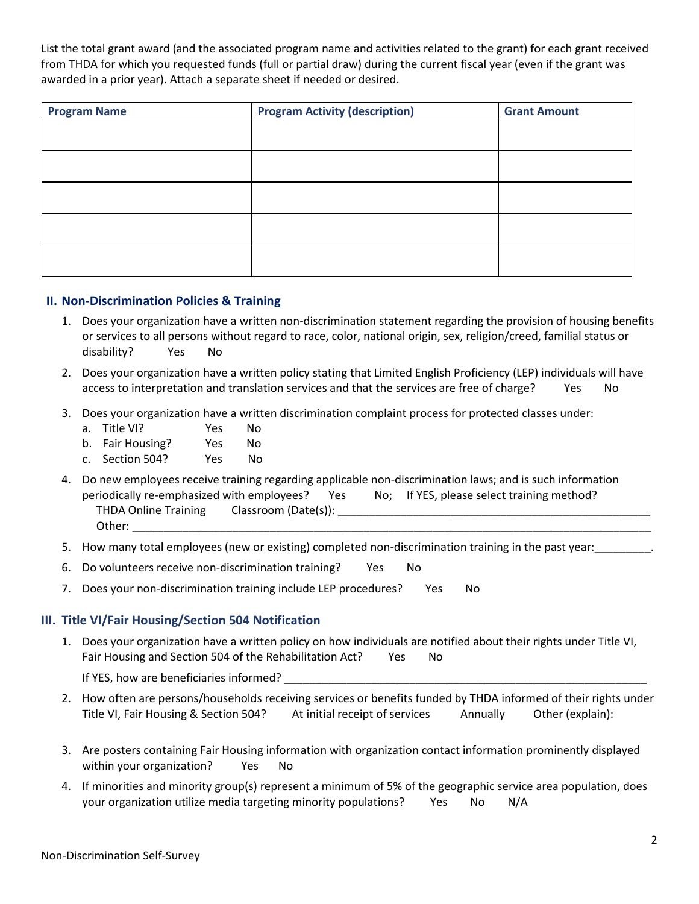List the total grant award (and the associated program name and activities related to the grant) for each grant received from THDA for which you requested funds (full or partial draw) during the current fiscal year (even if the grant was awarded in a prior year). Attach a separate sheet if needed or desired.

| Program Name | Program Activity (description) | Grant Amount |
|---|---|---|
| | | |
| | | |
| | | |
| | | |
| | | |

## II. Non-Discrimination Policies & Training

1. Does your organization have a written non-discrimination statement regarding the provision of housing benefits or services to all persons without regard to race, color, national origin, sex, religion/creed, familial status or disability? Yes No
2. Does your organization have a written policy stating that Limited English Proficiency (LEP) individuals will have access to interpretation and translation services and that the services are free of charge? Yes No
3. Does your organization have a written discrimination complaint process for protected classes under:
   a. Title VI? Yes No
   b. Fair Housing? Yes No
   c. Section 504? Yes No
4. Do new employees receive training regarding applicable non-discrimination laws; and is such information periodically re-emphasized with employees? Yes No; If YES, please select training method?
   THDA Online Training Classroom (Date(s)): ____________________________________________________
   Other: ______________________________________________________________________________________
5. How many total employees (new or existing) completed non-discrimination training in the past year:_________.
6. Do volunteers receive non-discrimination training? Yes No
7. Does your non-discrimination training include LEP procedures? Yes No

## III. Title VI/Fair Housing/Section 504 Notification

1. Does your organization have a written policy on how individuals are notified about their rights under Title VI, Fair Housing and Section 504 of the Rehabilitation Act? Yes No

   If YES, how are beneficiaries informed? ___________________________________________________________
2. How often are persons/households receiving services or benefits funded by THDA informed of their rights under Title VI, Fair Housing & Section 504? At initial receipt of services Annually Other (explain):
3. Are posters containing Fair Housing information with organization contact information prominently displayed within your organization? Yes No
4. If minorities and minority group(s) represent a minimum of 5% of the geographic service area population, does your organization utilize media targeting minority populations? Yes No N/A

Non-Discrimination Self-Survey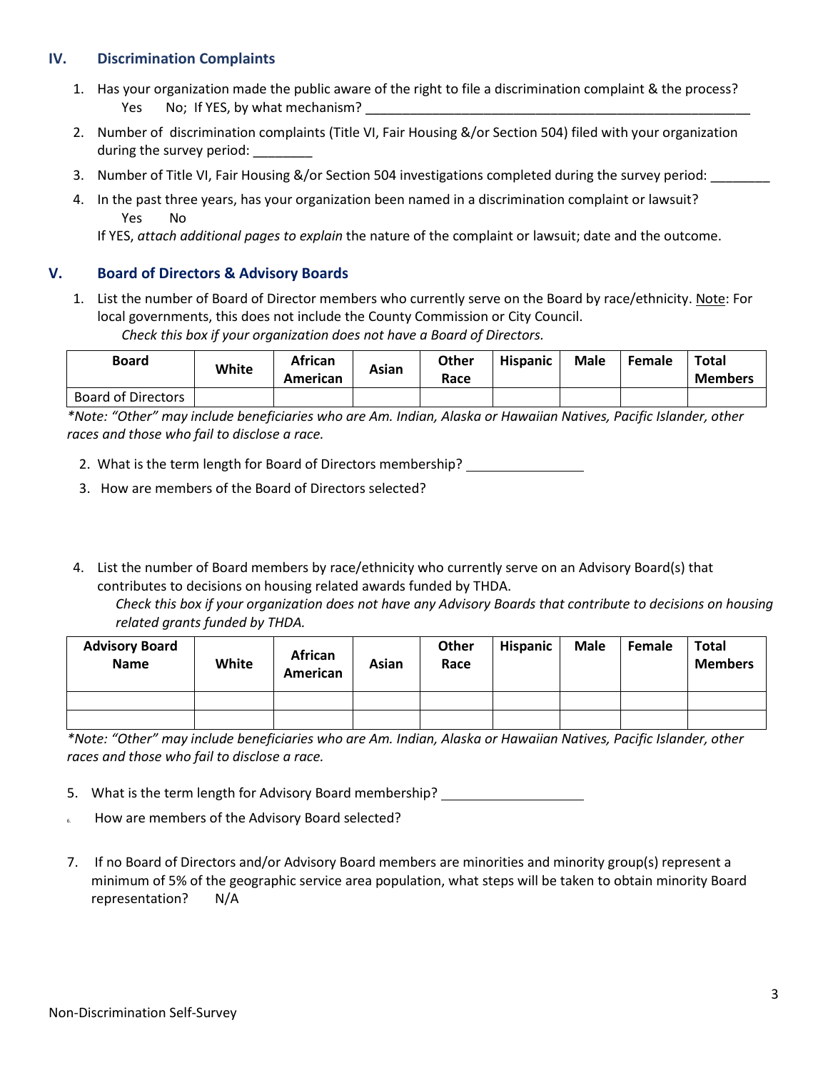## IV. Discrimination Complaints

1. Has your organization made the public aware of the right to file a discrimination complaint & the process?
   Yes No; If YES, by what mechanism? ______________________________________________________
2. Number of discrimination complaints (Title VI, Fair Housing &/or Section 504) filed with your organization during the survey period: ________
3. Number of Title VI, Fair Housing &/or Section 504 investigations completed during the survey period: ________
4. In the past three years, has your organization been named in a discrimination complaint or lawsuit?
   Yes No
   If YES, *attach additional pages to explain* the nature of the complaint or lawsuit; date and the outcome.

## V. Board of Directors & Advisory Boards

1. List the number of Board of Director members who currently serve on the Board by race/ethnicity. <u>Note</u>: For local governments, this does not include the County Commission or City Council.
   *Check this box if your organization does not have a Board of Directors.*

| Board | White | African American | Asian | Other Race | Hispanic | Male | Female | Total Members |
|---|---|---|---|---|---|---|---|---|
| Board of Directors | | | | | | | | |

*\*Note: "Other" may include beneficiaries who are Am. Indian, Alaska or Hawaiian Natives, Pacific Islander, other races and those who fail to disclose a race.*

2. What is the term length for Board of Directors membership? ________________
3. How are members of the Board of Directors selected?

4. List the number of Board members by race/ethnicity who currently serve on an Advisory Board(s) that contributes to decisions on housing related awards funded by THDA.
   *Check this box if your organization does not have any Advisory Boards that contribute to decisions on housing related grants funded by THDA.*

| Advisory Board Name | White | African American | Asian | Other Race | Hispanic | Male | Female | Total Members |
|---|---|---|---|---|---|---|---|---|
| | | | | | | | | |
| | | | | | | | | |

*\*Note: "Other" may include beneficiaries who are Am. Indian, Alaska or Hawaiian Natives, Pacific Islander, other races and those who fail to disclose a race.*

5. What is the term length for Advisory Board membership? ____________________
6. How are members of the Advisory Board selected?
7. If no Board of Directors and/or Advisory Board members are minorities and minority group(s) represent a minimum of 5% of the geographic service area population, what steps will be taken to obtain minority Board representation? N/A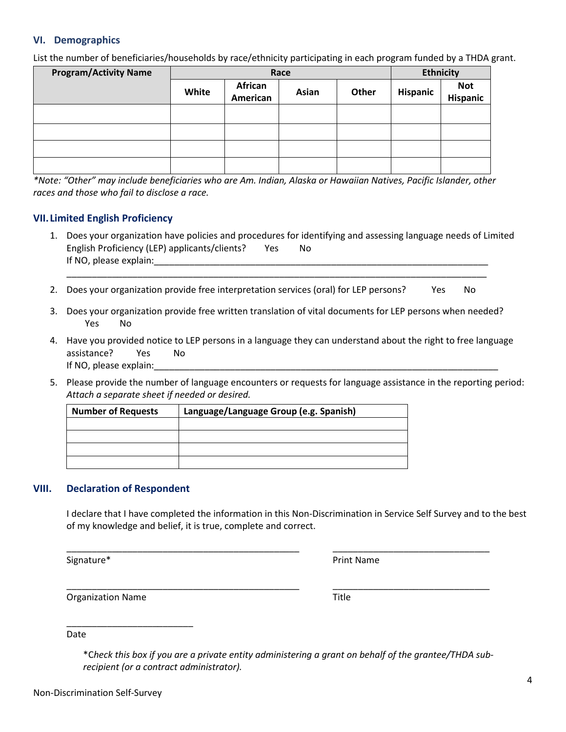## VI. Demographics

List the number of beneficiaries/households by race/ethnicity participating in each program funded by a THDA grant.

| Program/Activity Name | Race | | | | Ethnicity | |
|---|---|---|---|---|---|---|
| | White | African American | Asian | Other | Hispanic | Not Hispanic |
| | | | | | | |
| | | | | | | |
| | | | | | | |
| | | | | | | |

*\*Note: "Other" may include beneficiaries who are Am. Indian, Alaska or Hawaiian Natives, Pacific Islander, other races and those who fail to disclose a race.*

## VII. Limited English Proficiency

1. Does your organization have policies and procedures for identifying and assessing language needs of Limited English Proficiency (LEP) applicants/clients? Yes No
   If NO, please explain:______________________________________________________________________
   ______________________________________________________________________________________

2. Does your organization provide free interpretation services (oral) for LEP persons? Yes No

3. Does your organization provide free written translation of vital documents for LEP persons when needed? Yes No

4. Have you provided notice to LEP persons in a language they can understand about the right to free language assistance? Yes No
   If NO, please explain:______________________________________________________________________

5. Please provide the number of language encounters or requests for language assistance in the reporting period: *Attach a separate sheet if needed or desired.*

| Number of Requests | Language/Language Group (e.g. Spanish) |
|---|---|
| | |
| | |
| | |
| | |

## VIII. Declaration of Respondent

I declare that I have completed the information in this Non-Discrimination in Service Self Survey and to the best of my knowledge and belief, it is true, complete and correct.

_______________________________________________ _______________________________
Signature* Print Name

_______________________________________________ _______________________________
Organization Name Title

_________________________
Date

*\*Check this box if you are a private entity administering a grant on behalf of the grantee/THDA sub-recipient (or a contract administrator).*